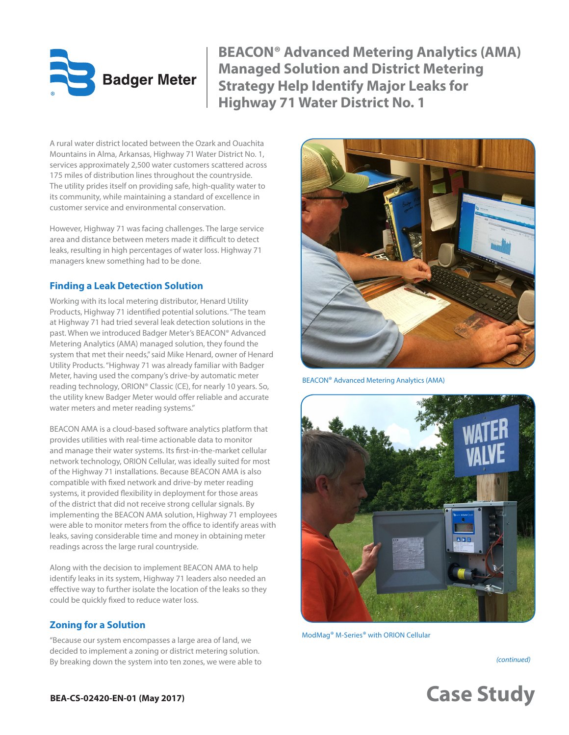# BEACON® Advanced Metering Analytics (AMA) Managed Solution and District Metering Strategy Help Identify Major Leaks for Highway 71 Water District No. 1

A rural water district located between the Ozark and Ouachita Mountains in Alma, Arkansas, Highway 71 Water District No. 1, services approximately 2,500 water customers scattered across 175 miles of distribution lines throughout the countryside. The utility prides itself on providing safe, high-quality water to its community, while maintaining a standard of excellence in customer service and environmental conservation.

However, Highway 71 was facing challenges. The large service area and distance between meters made it difficult to detect leaks, resulting in high percentages of water loss. Highway 71 managers knew something had to be done.

## Finding a Leak Detection Solution

Working with its local metering distributor, Henard Utility Products, Highway 71 identified potential solutions. "The team at Highway 71 had tried several leak detection solutions in the past. When we introduced Badger Meter's BEACON® Advanced Metering Analytics (AMA) managed solution, they found the system that met their needs," said Mike Henard, owner of Henard Utility Products. "Highway 71 was already familiar with Badger Meter, having used the company's drive-by automatic meter reading technology, ORION® Classic (CE), for nearly 10 years. So, the utility knew Badger Meter would offer reliable and accurate water meters and meter reading systems."

BEACON AMA is a cloud-based software analytics platform that provides utilities with real-time actionable data to monitor and manage their water systems. Its first-in-the-market cellular network technology, ORION Cellular, was ideally suited for most of the Highway 71 installations. Because BEACON AMA is also compatible with fixed network and drive-by meter reading systems, it provided flexibility in deployment for those areas of the district that did not receive strong cellular signals. By implementing the BEACON AMA solution, Highway 71 employees were able to monitor meters from the office to identify areas with leaks, saving considerable time and money in obtaining meter readings across the large rural countryside.

Along with the decision to implement BEACON AMA to help identify leaks in its system, Highway 71 leaders also needed an effective way to further isolate the location of the leaks so they could be quickly fixed to reduce water loss.

## Zoning for a Solution

"Because our system encompasses a large area of land, we decided to implement a zoning or district metering solution. By breaking down the system into ten zones, we were able to

BEACON® Advanced Metering Analytics (AMA)

ModMag® M-Series® with ORION Cellular

*(continued)*

BEA-CS-02420-EN-01 (May 2017)

**Case Study**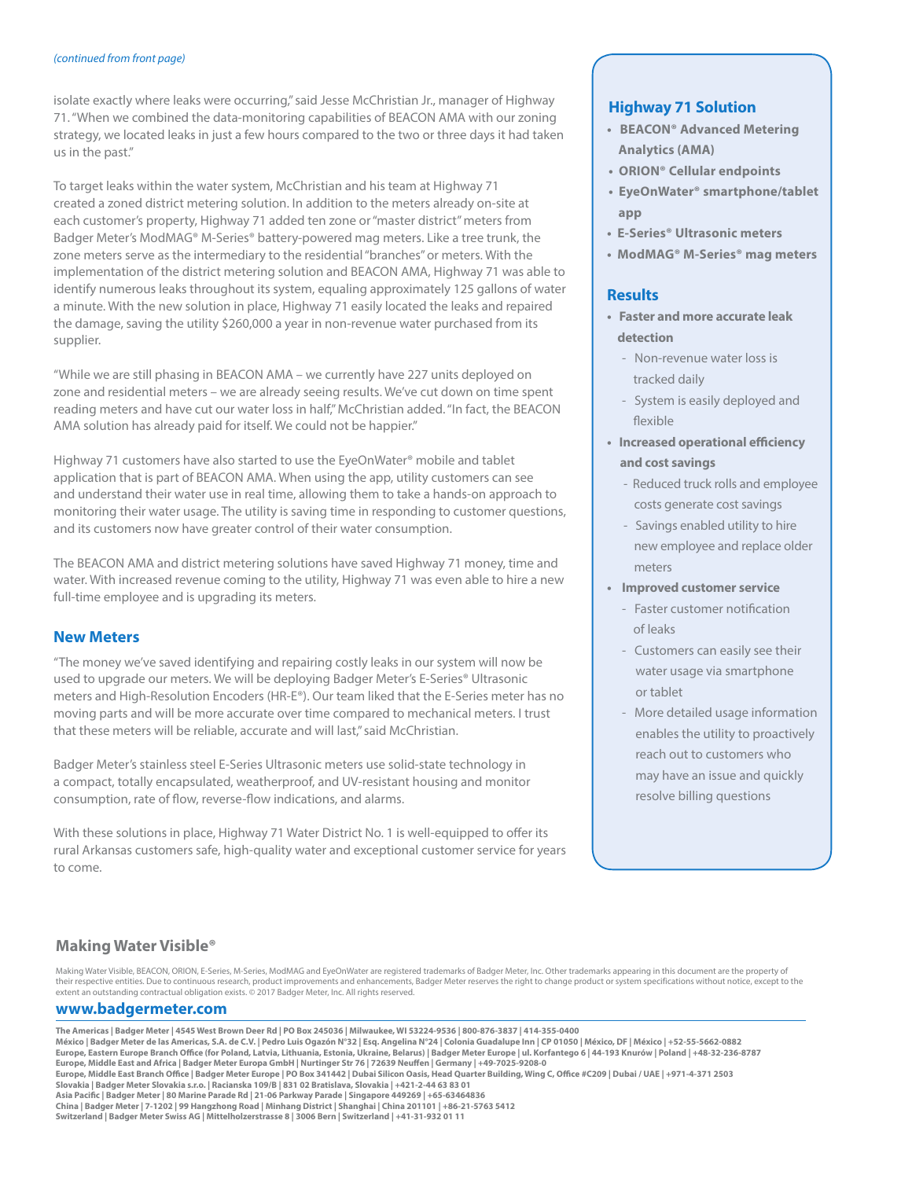*(continued from front page)*

isolate exactly where leaks were occurring," said Jesse McChristian Jr., manager of Highway 71. "When we combined the data-monitoring capabilities of BEACON AMA with our zoning strategy, we located leaks in just a few hours compared to the two or three days it had taken us in the past."

To target leaks within the water system, McChristian and his team at Highway 71 created a zoned district metering solution. In addition to the meters already on-site at each customer's property, Highway 71 added ten zone or "master district" meters from Badger Meter's ModMAG® M-Series® battery-powered mag meters. Like a tree trunk, the zone meters serve as the intermediary to the residential "branches" or meters. With the implementation of the district metering solution and BEACON AMA, Highway 71 was able to identify numerous leaks throughout its system, equaling approximately 125 gallons of water a minute. With the new solution in place, Highway 71 easily located the leaks and repaired the damage, saving the utility $260,000 a year in non-revenue water purchased from its supplier.

"While we are still phasing in BEACON AMA – we currently have 227 units deployed on zone and residential meters – we are already seeing results. We've cut down on time spent reading meters and have cut our water loss in half," McChristian added. "In fact, the BEACON AMA solution has already paid for itself. We could not be happier."

Highway 71 customers have also started to use the EyeOnWater® mobile and tablet application that is part of BEACON AMA. When using the app, utility customers can see and understand their water use in real time, allowing them to take a hands-on approach to monitoring their water usage. The utility is saving time in responding to customer questions, and its customers now have greater control of their water consumption.

The BEACON AMA and district metering solutions have saved Highway 71 money, time and water. With increased revenue coming to the utility, Highway 71 was even able to hire a new full-time employee and is upgrading its meters.

## New Meters

"The money we've saved identifying and repairing costly leaks in our system will now be used to upgrade our meters. We will be deploying Badger Meter's E-Series® Ultrasonic meters and High-Resolution Encoders (HR-E®). Our team liked that the E-Series meter has no moving parts and will be more accurate over time compared to mechanical meters. I trust that these meters will be reliable, accurate and will last," said McChristian.

Badger Meter's stainless steel E-Series Ultrasonic meters use solid-state technology in a compact, totally encapsulated, weatherproof, and UV-resistant housing and monitor consumption, rate of flow, reverse-flow indications, and alarms.

With these solutions in place, Highway 71 Water District No. 1 is well-equipped to offer its rural Arkansas customers safe, high-quality water and exceptional customer service for years to come.

## Highway 71 Solution

- **BEACON® Advanced Metering Analytics (AMA)**
- **ORION® Cellular endpoints**
- **EyeOnWater® smartphone/tablet app**
- **E-Series® Ultrasonic meters**
- **ModMAG® M-Series® mag meters**

## Results

- **Faster and more accurate leak detection**
  - Non-revenue water loss is tracked daily
  - System is easily deployed and flexible
- **Increased operational efficiency and cost savings**
  - Reduced truck rolls and employee costs generate cost savings
  - Savings enabled utility to hire new employee and replace older meters
- **Improved customer service**
  - Faster customer notification of leaks
  - Customers can easily see their water usage via smartphone or tablet
  - More detailed usage information enables the utility to proactively reach out to customers who may have an issue and quickly resolve billing questions

### Making Water Visible®

Making Water Visible, BEACON, ORION, E-Series, M-Series, ModMAG and EyeOnWater are registered trademarks of Badger Meter, Inc. Other trademarks appearing in this document are the property of their respective entities. Due to continuous research, product improvements and enhancements, Badger Meter reserves the right to change product or system specifications without notice, except to the extent an outstanding contractual obligation exists. © 2017 Badger Meter, Inc. All rights reserved.

**www.badgermeter.com**

**The Americas | Badger Meter | 4545 West Brown Deer Rd | PO Box 245036 | Milwaukee, WI 53224-9536 | 800-876-3837 | 414-355-0400**
**México | Badger Meter de las Americas, S.A. de C.V. | Pedro Luis Ogazón N°32 | Esq. Angelina N°24 | Colonia Guadalupe Inn | CP 01050 | México, DF | México | +52-55-5662-0882**
**Europe, Eastern Europe Branch Office (for Poland, Latvia, Lithuania, Estonia, Ukraine, Belarus) | Badger Meter Europe | ul. Korfantego 6 | 44-193 Knurów | Poland | +48-32-236-8787**
**Europe, Middle East and Africa | Badger Meter Europa GmbH | Nurtinger Str 76 | 72639 Neuffen | Germany | +49-7025-9208-0**
**Europe, Middle East Branch Office | Badger Meter Europe | PO Box 341442 | Dubai Silicon Oasis, Head Quarter Building, Wing C, Office #C209 | Dubai / UAE | +971-4-371 2503**
**Slovakia | Badger Meter Slovakia s.r.o. | Racianska 109/B | 831 02 Bratislava, Slovakia | +421-2-44 63 83 01**
**Asia Pacific | Badger Meter | 80 Marine Parade Rd | 21-06 Parkway Parade | Singapore 449269 | +65-63464836**
**China | Badger Meter | 7-1202 | 99 Hangzhong Road | Minhang District | Shanghai | China 201101 | +86-21-5763 5412**
**Switzerland | Badger Meter Swiss AG | Mittelholzerstrasse 8 | 3006 Bern | Switzerland | +41-31-932 01 11**